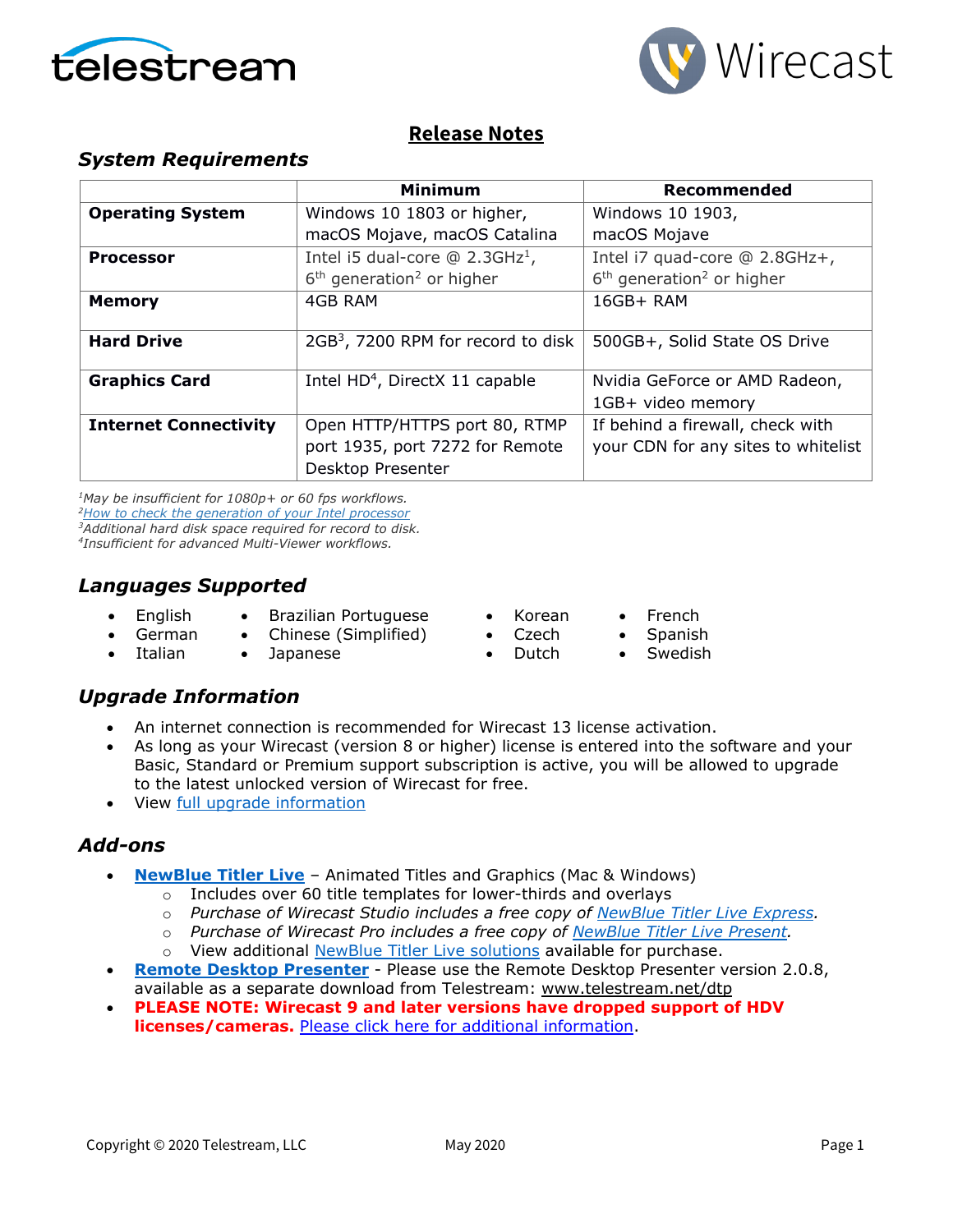# Release Notes

## System Requirements

| | Minimum | Recommended |
|---|---|---|
| **Operating System** | Windows 10 1803 or higher, macOS Mojave, macOS Catalina | Windows 10 1903, macOS Mojave |
| **Processor** | Intel i5 dual-core @ 2.3GHz[1], 6th generation[2] or higher | Intel i7 quad-core @ 2.8GHz+, 6th generation[2] or higher |
| **Memory** | 4GB RAM | 16GB+ RAM |
| **Hard Drive** | 2GB[3], 7200 RPM for record to disk | 500GB+, Solid State OS Drive |
| **Graphics Card** | Intel HD[4], DirectX 11 capable | Nvidia GeForce or AMD Radeon, 1GB+ video memory |
| **Internet Connectivity** | Open HTTP/HTTPS port 80, RTMP port 1935, port 7272 for Remote Desktop Presenter | If behind a firewall, check with your CDN for any sites to whitelist |

*[1]May be insufficient for 1080p+ or 60 fps workflows.*
*[2][How to check the generation of your Intel processor]()*
*[3]Additional hard disk space required for record to disk.*
*[4]Insufficient for advanced Multi-Viewer workflows.*

## Languages Supported

- English
- German
- Italian
- Brazilian Portuguese
- Chinese (Simplified)
- Japanese
- Korean
- Czech
- Dutch
- French
- Spanish
- Swedish

## Upgrade Information

- An internet connection is recommended for Wirecast 13 license activation.
- As long as your Wirecast (version 8 or higher) license is entered into the software and your Basic, Standard or Premium support subscription is active, you will be allowed to upgrade to the latest unlocked version of Wirecast for free.
- View [full upgrade information]()

## Add-ons

- **[NewBlue Titler Live]()** – Animated Titles and Graphics (Mac & Windows)
  - Includes over 60 title templates for lower-thirds and overlays
  - *Purchase of Wirecast Studio includes a free copy of [NewBlue Titler Live Express]().*
  - *Purchase of Wirecast Pro includes a free copy of [NewBlue Titler Live Present]().*
  - View additional [NewBlue Titler Live solutions]() available for purchase.
- **[Remote Desktop Presenter]()** - Please use the Remote Desktop Presenter version 2.0.8, available as a separate download from Telestream: www.telestream.net/dtp
- **PLEASE NOTE: Wirecast 9 and later versions have dropped support of HDV licenses/cameras.** [Please click here for additional information]().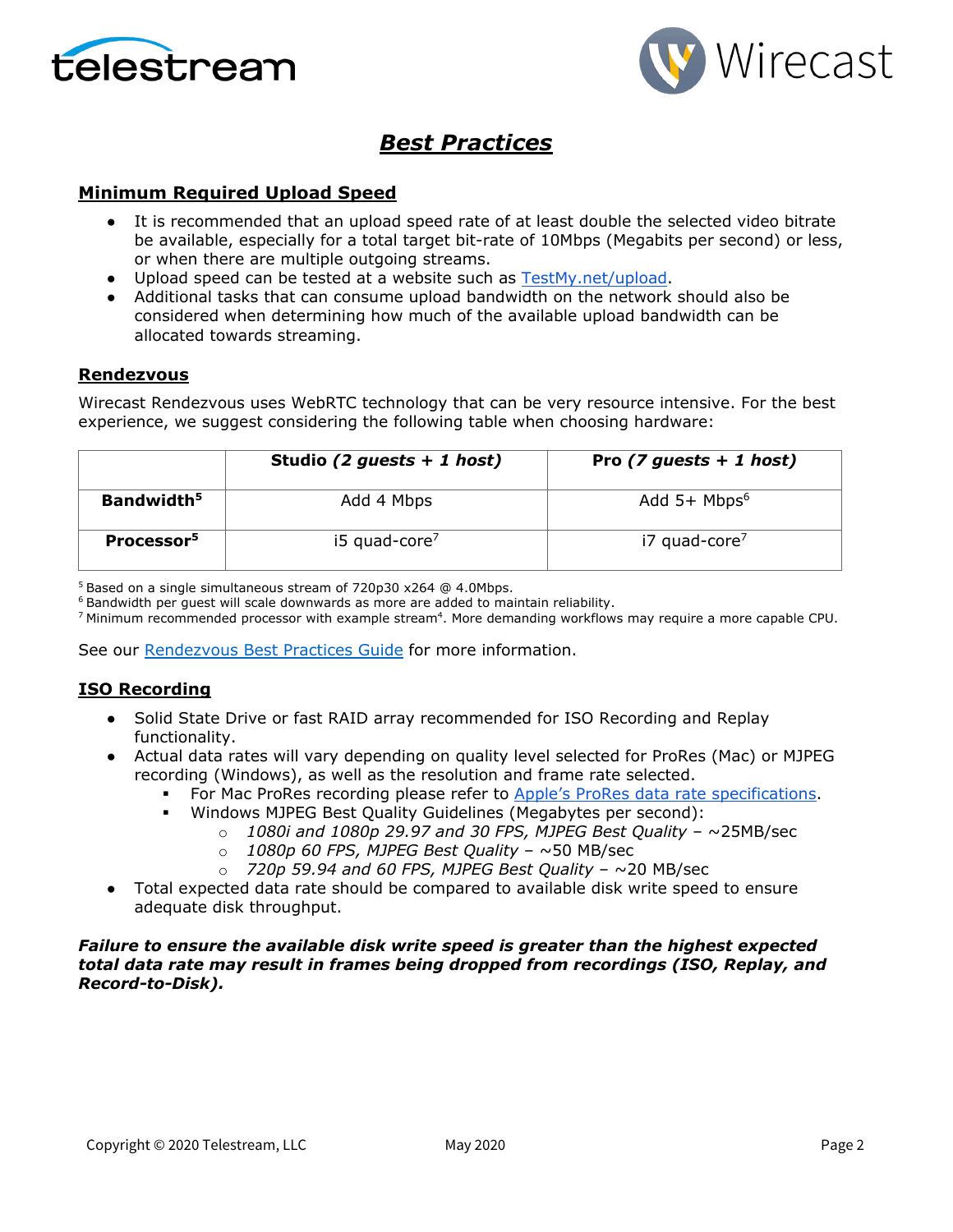# *Best Practices*

## Minimum Required Upload Speed

- It is recommended that an upload speed rate of at least double the selected video bitrate be available, especially for a total target bit-rate of 10Mbps (Megabits per second) or less, or when there are multiple outgoing streams.
- Upload speed can be tested at a website such as [TestMy.net/upload](TestMy.net/upload).
- Additional tasks that can consume upload bandwidth on the network should also be considered when determining how much of the available upload bandwidth can be allocated towards streaming.

## Rendezvous

Wirecast Rendezvous uses WebRTC technology that can be very resource intensive. For the best experience, we suggest considering the following table when choosing hardware:

| | **Studio *(2 guests + 1 host)*** | **Pro *(7 guests + 1 host)*** |
|---|---|---|
| **Bandwidth[5]** | Add 4 Mbps | Add 5+ Mbps[6] |
| **Processor[5]** | i5 quad-core[7] | i7 quad-core[7] |

[5] Based on a single simultaneous stream of 720p30 x264 @ 4.0Mbps.
[6] Bandwidth per guest will scale downwards as more are added to maintain reliability.
[7] Minimum recommended processor with example stream[4]. More demanding workflows may require a more capable CPU.

See our Rendezvous Best Practices Guide for more information.

## ISO Recording

- Solid State Drive or fast RAID array recommended for ISO Recording and Replay functionality.
- Actual data rates will vary depending on quality level selected for ProRes (Mac) or MJPEG recording (Windows), as well as the resolution and frame rate selected.
  - For Mac ProRes recording please refer to Apple's ProRes data rate specifications.
  - Windows MJPEG Best Quality Guidelines (Megabytes per second):
    - *1080i and 1080p 29.97 and 30 FPS, MJPEG Best Quality* – ~25MB/sec
    - *1080p 60 FPS, MJPEG Best Quality* – ~50 MB/sec
    - *720p 59.94 and 60 FPS, MJPEG Best Quality* – ~20 MB/sec
- Total expected data rate should be compared to available disk write speed to ensure adequate disk throughput.

***Failure to ensure the available disk write speed is greater than the highest expected total data rate may result in frames being dropped from recordings (ISO, Replay, and Record-to-Disk).***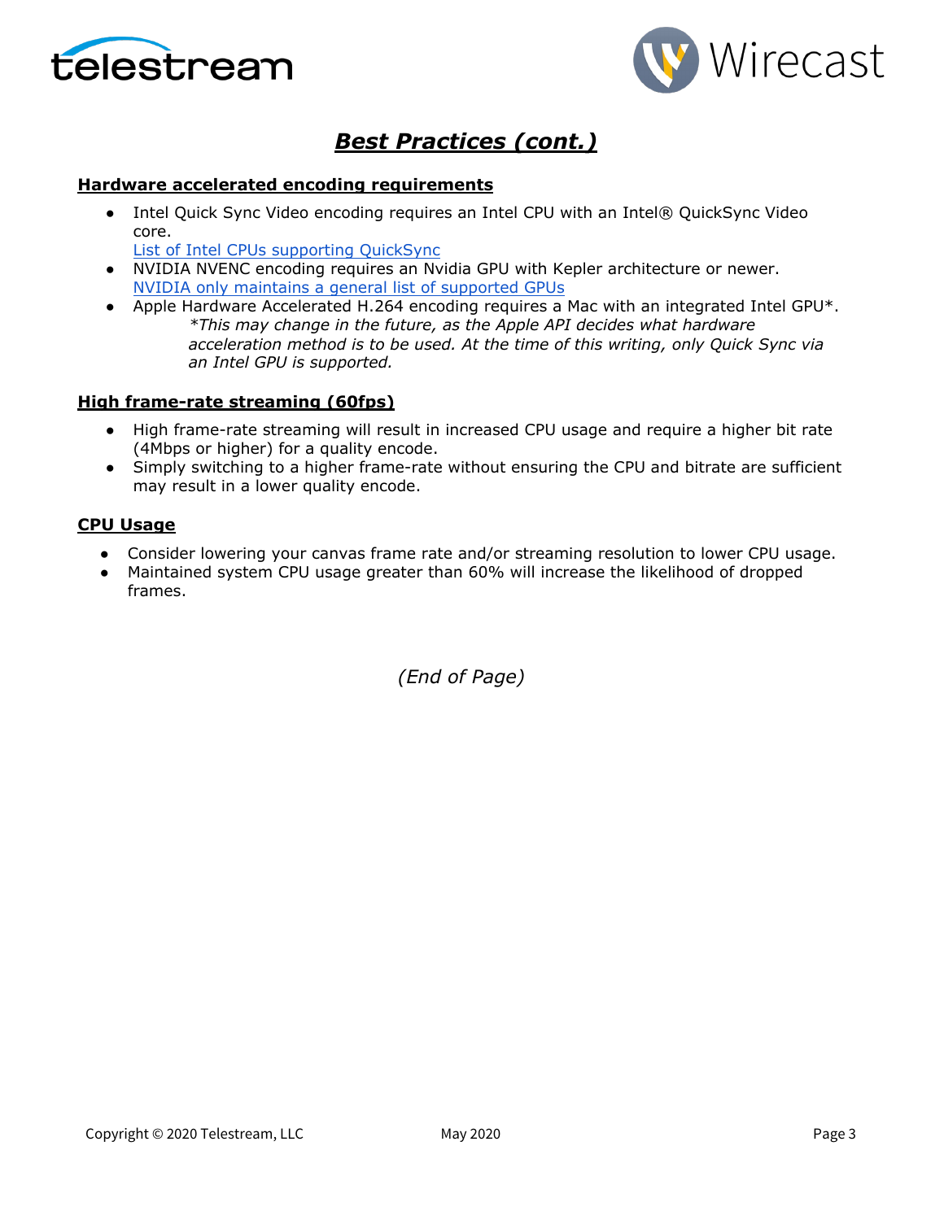## *Best Practices (cont.)*

### Hardware accelerated encoding requirements

- Intel Quick Sync Video encoding requires an Intel CPU with an Intel® QuickSync Video core.
  [List of Intel CPUs supporting QuickSync]
- NVIDIA NVENC encoding requires an Nvidia GPU with Kepler architecture or newer.
  [NVIDIA only maintains a general list of supported GPUs]
- Apple Hardware Accelerated H.264 encoding requires a Mac with an integrated Intel GPU*.
  *\*This may change in the future, as the Apple API decides what hardware acceleration method is to be used. At the time of this writing, only Quick Sync via an Intel GPU is supported.*

### High frame-rate streaming (60fps)

- High frame-rate streaming will result in increased CPU usage and require a higher bit rate (4Mbps or higher) for a quality encode.
- Simply switching to a higher frame-rate without ensuring the CPU and bitrate are sufficient may result in a lower quality encode.

### CPU Usage

- Consider lowering your canvas frame rate and/or streaming resolution to lower CPU usage.
- Maintained system CPU usage greater than 60% will increase the likelihood of dropped frames.

*(End of Page)*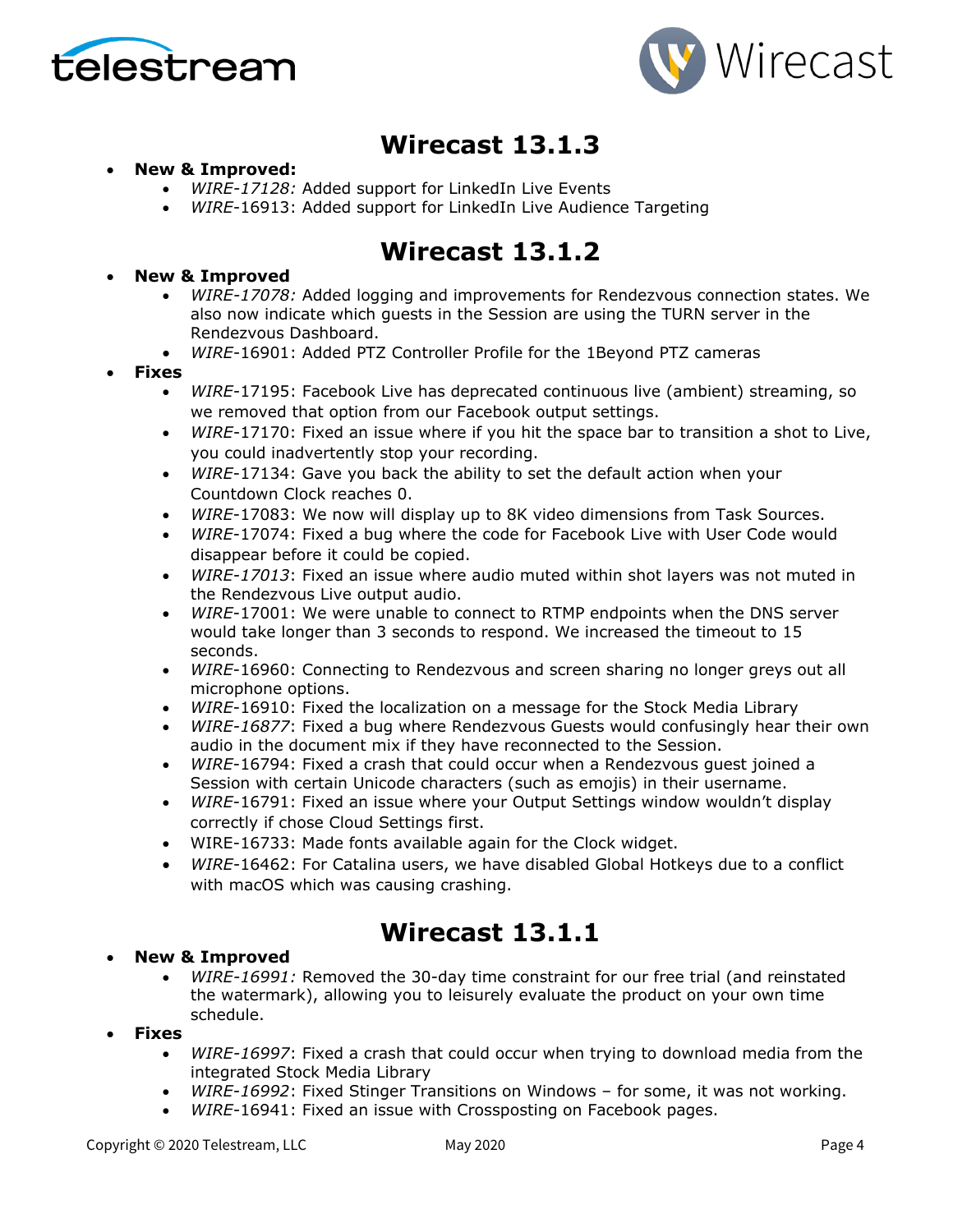# Wirecast 13.1.3

- **New & Improved:**
  - *WIRE-17128:* Added support for LinkedIn Live Events
  - *WIRE*-16913: Added support for LinkedIn Live Audience Targeting

# Wirecast 13.1.2

- **New & Improved**
  - *WIRE-17078:* Added logging and improvements for Rendezvous connection states. We also now indicate which guests in the Session are using the TURN server in the Rendezvous Dashboard.
  - *WIRE*-16901: Added PTZ Controller Profile for the 1Beyond PTZ cameras
- **Fixes**
  - *WIRE*-17195: Facebook Live has deprecated continuous live (ambient) streaming, so we removed that option from our Facebook output settings.
  - *WIRE*-17170: Fixed an issue where if you hit the space bar to transition a shot to Live, you could inadvertently stop your recording.
  - *WIRE*-17134: Gave you back the ability to set the default action when your Countdown Clock reaches 0.
  - *WIRE*-17083: We now will display up to 8K video dimensions from Task Sources.
  - *WIRE*-17074: Fixed a bug where the code for Facebook Live with User Code would disappear before it could be copied.
  - *WIRE-17013*: Fixed an issue where audio muted within shot layers was not muted in the Rendezvous Live output audio.
  - *WIRE*-17001: We were unable to connect to RTMP endpoints when the DNS server would take longer than 3 seconds to respond. We increased the timeout to 15 seconds.
  - *WIRE*-16960: Connecting to Rendezvous and screen sharing no longer greys out all microphone options.
  - *WIRE*-16910: Fixed the localization on a message for the Stock Media Library
  - *WIRE-16877*: Fixed a bug where Rendezvous Guests would confusingly hear their own audio in the document mix if they have reconnected to the Session.
  - *WIRE*-16794: Fixed a crash that could occur when a Rendezvous guest joined a Session with certain Unicode characters (such as emojis) in their username.
  - *WIRE*-16791: Fixed an issue where your Output Settings window wouldn't display correctly if chose Cloud Settings first.
  - WIRE-16733: Made fonts available again for the Clock widget.
  - *WIRE*-16462: For Catalina users, we have disabled Global Hotkeys due to a conflict with macOS which was causing crashing.

# Wirecast 13.1.1

- **New & Improved**
  - *WIRE-16991:* Removed the 30-day time constraint for our free trial (and reinstated the watermark), allowing you to leisurely evaluate the product on your own time schedule.
- **Fixes**
  - *WIRE-16997*: Fixed a crash that could occur when trying to download media from the integrated Stock Media Library
  - *WIRE-16992*: Fixed Stinger Transitions on Windows – for some, it was not working.
  - *WIRE*-16941: Fixed an issue with Crossposting on Facebook pages.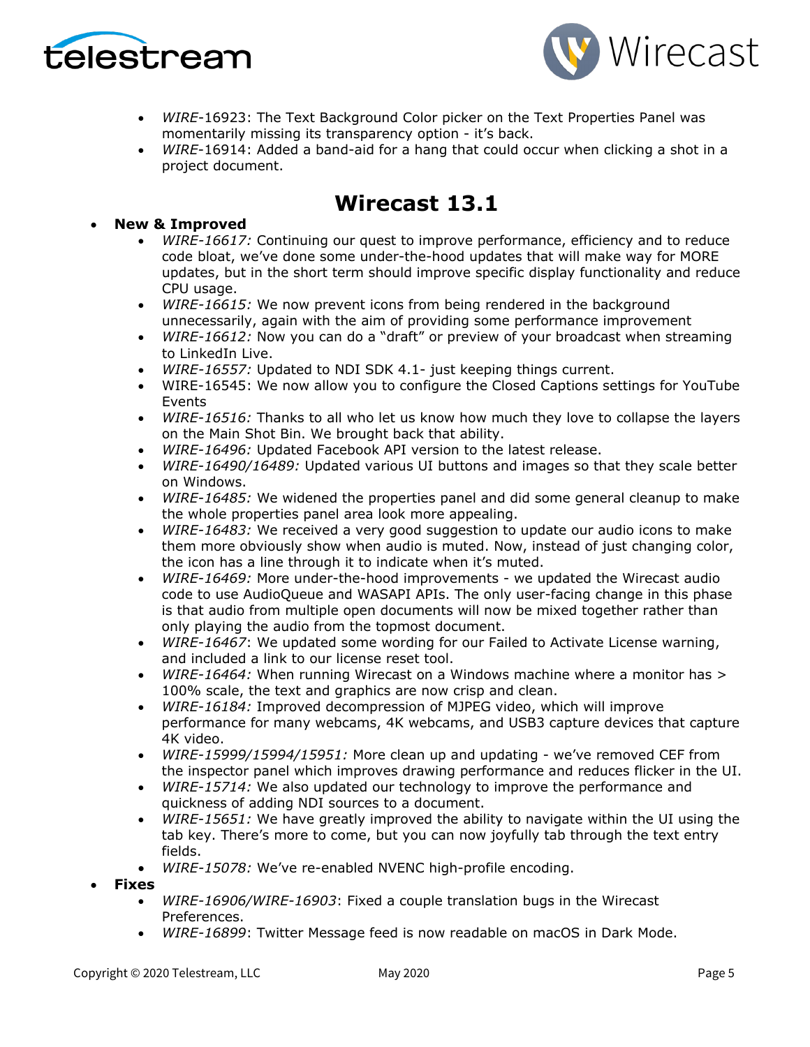- *WIRE*-16923: The Text Background Color picker on the Text Properties Panel was momentarily missing its transparency option - it's back.
- *WIRE*-16914: Added a band-aid for a hang that could occur when clicking a shot in a project document.

# Wirecast 13.1

- **New & Improved**
  - *WIRE-16617:* Continuing our quest to improve performance, efficiency and to reduce code bloat, we've done some under-the-hood updates that will make way for MORE updates, but in the short term should improve specific display functionality and reduce CPU usage.
  - *WIRE-16615:* We now prevent icons from being rendered in the background unnecessarily, again with the aim of providing some performance improvement
  - *WIRE-16612:* Now you can do a "draft" or preview of your broadcast when streaming to LinkedIn Live.
  - *WIRE-16557:* Updated to NDI SDK 4.1- just keeping things current.
  - WIRE-16545: We now allow you to configure the Closed Captions settings for YouTube Events
  - *WIRE-16516:* Thanks to all who let us know how much they love to collapse the layers on the Main Shot Bin. We brought back that ability.
  - *WIRE-16496:* Updated Facebook API version to the latest release.
  - *WIRE-16490/16489:* Updated various UI buttons and images so that they scale better on Windows.
  - *WIRE-16485:* We widened the properties panel and did some general cleanup to make the whole properties panel area look more appealing.
  - *WIRE-16483:* We received a very good suggestion to update our audio icons to make them more obviously show when audio is muted. Now, instead of just changing color, the icon has a line through it to indicate when it's muted.
  - *WIRE-16469:* More under-the-hood improvements - we updated the Wirecast audio code to use AudioQueue and WASAPI APIs. The only user-facing change in this phase is that audio from multiple open documents will now be mixed together rather than only playing the audio from the topmost document.
  - *WIRE-16467*: We updated some wording for our Failed to Activate License warning, and included a link to our license reset tool.
  - *WIRE-16464:* When running Wirecast on a Windows machine where a monitor has > 100% scale, the text and graphics are now crisp and clean.
  - *WIRE-16184:* Improved decompression of MJPEG video, which will improve performance for many webcams, 4K webcams, and USB3 capture devices that capture 4K video.
  - *WIRE-15999/15994/15951:* More clean up and updating - we've removed CEF from the inspector panel which improves drawing performance and reduces flicker in the UI.
  - *WIRE-15714:* We also updated our technology to improve the performance and quickness of adding NDI sources to a document.
  - *WIRE-15651:* We have greatly improved the ability to navigate within the UI using the tab key. There's more to come, but you can now joyfully tab through the text entry fields.
  - *WIRE-15078:* We've re-enabled NVENC high-profile encoding.
- **Fixes**
  - *WIRE-16906/WIRE-16903*: Fixed a couple translation bugs in the Wirecast Preferences.
  - *WIRE-16899*: Twitter Message feed is now readable on macOS in Dark Mode.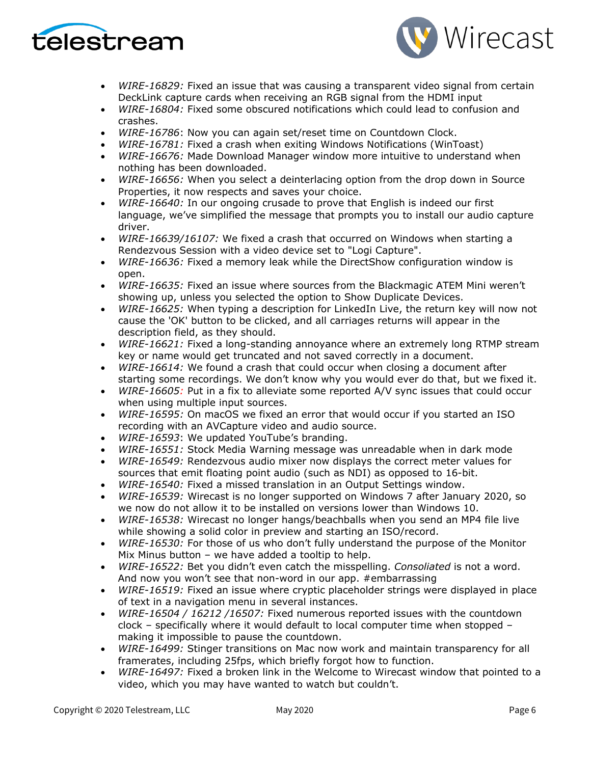- *WIRE-16829:* Fixed an issue that was causing a transparent video signal from certain DeckLink capture cards when receiving an RGB signal from the HDMI input
- *WIRE-16804:* Fixed some obscured notifications which could lead to confusion and crashes.
- *WIRE-16786*: Now you can again set/reset time on Countdown Clock.
- *WIRE-16781:* Fixed a crash when exiting Windows Notifications (WinToast)
- *WIRE-16676:* Made Download Manager window more intuitive to understand when nothing has been downloaded.
- *WIRE-16656:* When you select a deinterlacing option from the drop down in Source Properties, it now respects and saves your choice.
- *WIRE-16640:* In our ongoing crusade to prove that English is indeed our first language, we've simplified the message that prompts you to install our audio capture driver.
- *WIRE-16639/16107:* We fixed a crash that occurred on Windows when starting a Rendezvous Session with a video device set to "Logi Capture".
- *WIRE-16636:* Fixed a memory leak while the DirectShow configuration window is open.
- *WIRE-16635:* Fixed an issue where sources from the Blackmagic ATEM Mini weren't showing up, unless you selected the option to Show Duplicate Devices.
- *WIRE-16625:* When typing a description for LinkedIn Live, the return key will now not cause the 'OK' button to be clicked, and all carriages returns will appear in the description field, as they should.
- *WIRE-16621:* Fixed a long-standing annoyance where an extremely long RTMP stream key or name would get truncated and not saved correctly in a document.
- *WIRE-16614:* We found a crash that could occur when closing a document after starting some recordings. We don't know why you would ever do that, but we fixed it.
- *WIRE-16605:* Put in a fix to alleviate some reported A/V sync issues that could occur when using multiple input sources.
- *WIRE-16595:* On macOS we fixed an error that would occur if you started an ISO recording with an AVCapture video and audio source.
- *WIRE-16593*: We updated YouTube's branding.
- *WIRE-16551:* Stock Media Warning message was unreadable when in dark mode
- *WIRE-16549:* Rendezvous audio mixer now displays the correct meter values for sources that emit floating point audio (such as NDI) as opposed to 16-bit.
- *WIRE-16540:* Fixed a missed translation in an Output Settings window.
- *WIRE-16539:* Wirecast is no longer supported on Windows 7 after January 2020, so we now do not allow it to be installed on versions lower than Windows 10.
- *WIRE-16538:* Wirecast no longer hangs/beachballs when you send an MP4 file live while showing a solid color in preview and starting an ISO/record.
- *WIRE-16530:* For those of us who don't fully understand the purpose of the Monitor Mix Minus button – we have added a tooltip to help.
- *WIRE-16522:* Bet you didn't even catch the misspelling. *Consoliated* is not a word. And now you won't see that non-word in our app. #embarrassing
- *WIRE-16519:* Fixed an issue where cryptic placeholder strings were displayed in place of text in a navigation menu in several instances.
- *WIRE-16504 / 16212 /16507:* Fixed numerous reported issues with the countdown clock – specifically where it would default to local computer time when stopped – making it impossible to pause the countdown.
- *WIRE-16499:* Stinger transitions on Mac now work and maintain transparency for all framerates, including 25fps, which briefly forgot how to function.
- *WIRE-16497:* Fixed a broken link in the Welcome to Wirecast window that pointed to a video, which you may have wanted to watch but couldn't.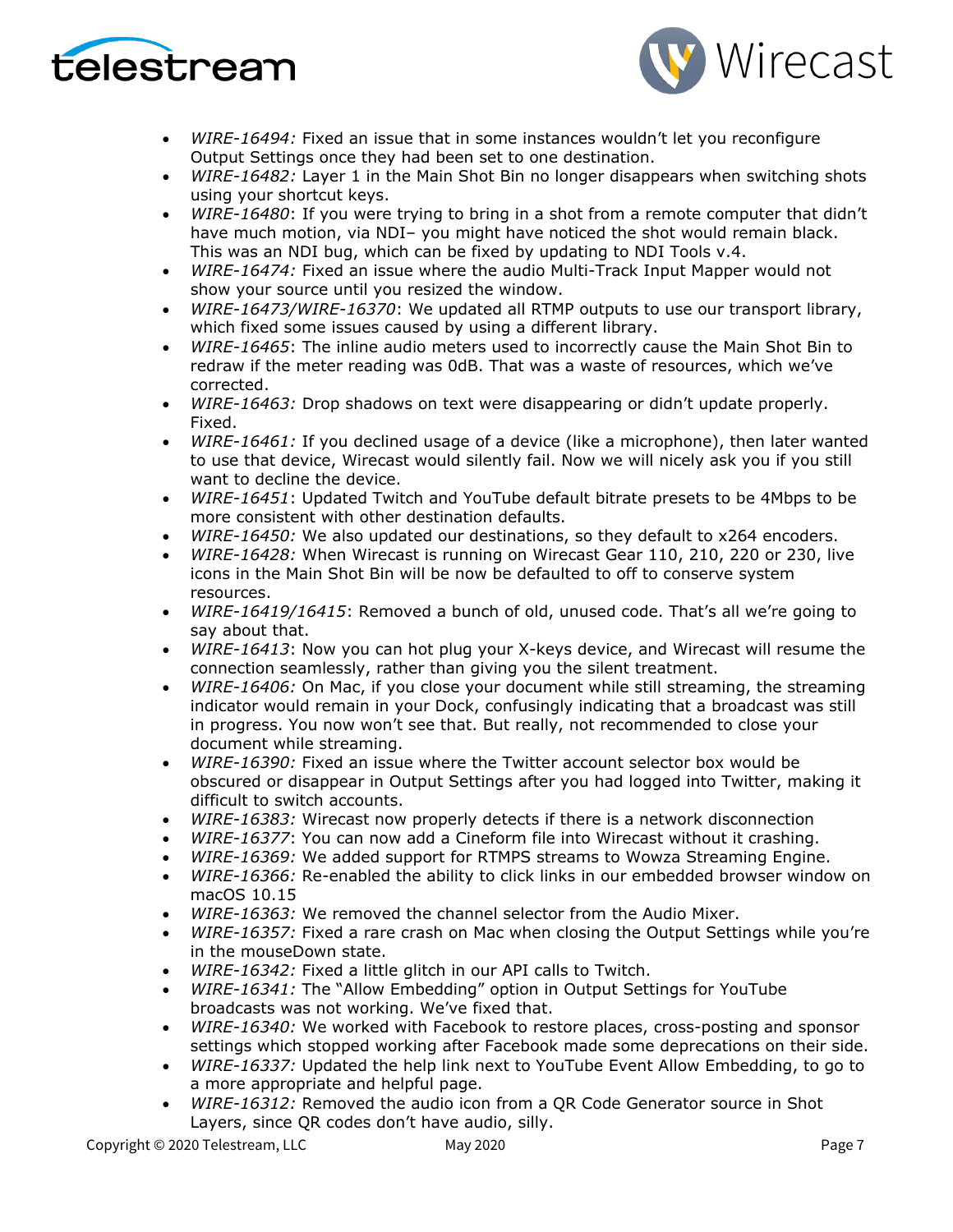- *WIRE-16494:* Fixed an issue that in some instances wouldn't let you reconfigure Output Settings once they had been set to one destination.
- *WIRE-16482:* Layer 1 in the Main Shot Bin no longer disappears when switching shots using your shortcut keys.
- *WIRE-16480*: If you were trying to bring in a shot from a remote computer that didn't have much motion, via NDI– you might have noticed the shot would remain black. This was an NDI bug, which can be fixed by updating to NDI Tools v.4.
- *WIRE-16474:* Fixed an issue where the audio Multi-Track Input Mapper would not show your source until you resized the window.
- *WIRE-16473/WIRE-16370*: We updated all RTMP outputs to use our transport library, which fixed some issues caused by using a different library.
- *WIRE-16465*: The inline audio meters used to incorrectly cause the Main Shot Bin to redraw if the meter reading was 0dB. That was a waste of resources, which we've corrected.
- *WIRE-16463:* Drop shadows on text were disappearing or didn't update properly. Fixed.
- *WIRE-16461:* If you declined usage of a device (like a microphone), then later wanted to use that device, Wirecast would silently fail. Now we will nicely ask you if you still want to decline the device.
- *WIRE-16451*: Updated Twitch and YouTube default bitrate presets to be 4Mbps to be more consistent with other destination defaults.
- *WIRE-16450:* We also updated our destinations, so they default to x264 encoders.
- *WIRE-16428:* When Wirecast is running on Wirecast Gear 110, 210, 220 or 230, live icons in the Main Shot Bin will be now be defaulted to off to conserve system resources.
- *WIRE-16419/16415*: Removed a bunch of old, unused code. That's all we're going to say about that.
- *WIRE-16413*: Now you can hot plug your X-keys device, and Wirecast will resume the connection seamlessly, rather than giving you the silent treatment.
- *WIRE-16406:* On Mac, if you close your document while still streaming, the streaming indicator would remain in your Dock, confusingly indicating that a broadcast was still in progress. You now won't see that. But really, not recommended to close your document while streaming.
- *WIRE-16390:* Fixed an issue where the Twitter account selector box would be obscured or disappear in Output Settings after you had logged into Twitter, making it difficult to switch accounts.
- *WIRE-16383:* Wirecast now properly detects if there is a network disconnection
- *WIRE-16377*: You can now add a Cineform file into Wirecast without it crashing.
- *WIRE-16369:* We added support for RTMPS streams to Wowza Streaming Engine.
- *WIRE-16366:* Re-enabled the ability to click links in our embedded browser window on macOS 10.15
- *WIRE-16363:* We removed the channel selector from the Audio Mixer.
- *WIRE-16357:* Fixed a rare crash on Mac when closing the Output Settings while you're in the mouseDown state.
- *WIRE-16342:* Fixed a little glitch in our API calls to Twitch.
- *WIRE-16341:* The "Allow Embedding" option in Output Settings for YouTube broadcasts was not working. We've fixed that.
- *WIRE-16340:* We worked with Facebook to restore places, cross-posting and sponsor settings which stopped working after Facebook made some deprecations on their side.
- *WIRE-16337:* Updated the help link next to YouTube Event Allow Embedding, to go to a more appropriate and helpful page.
- *WIRE-16312:* Removed the audio icon from a QR Code Generator source in Shot Layers, since QR codes don't have audio, silly.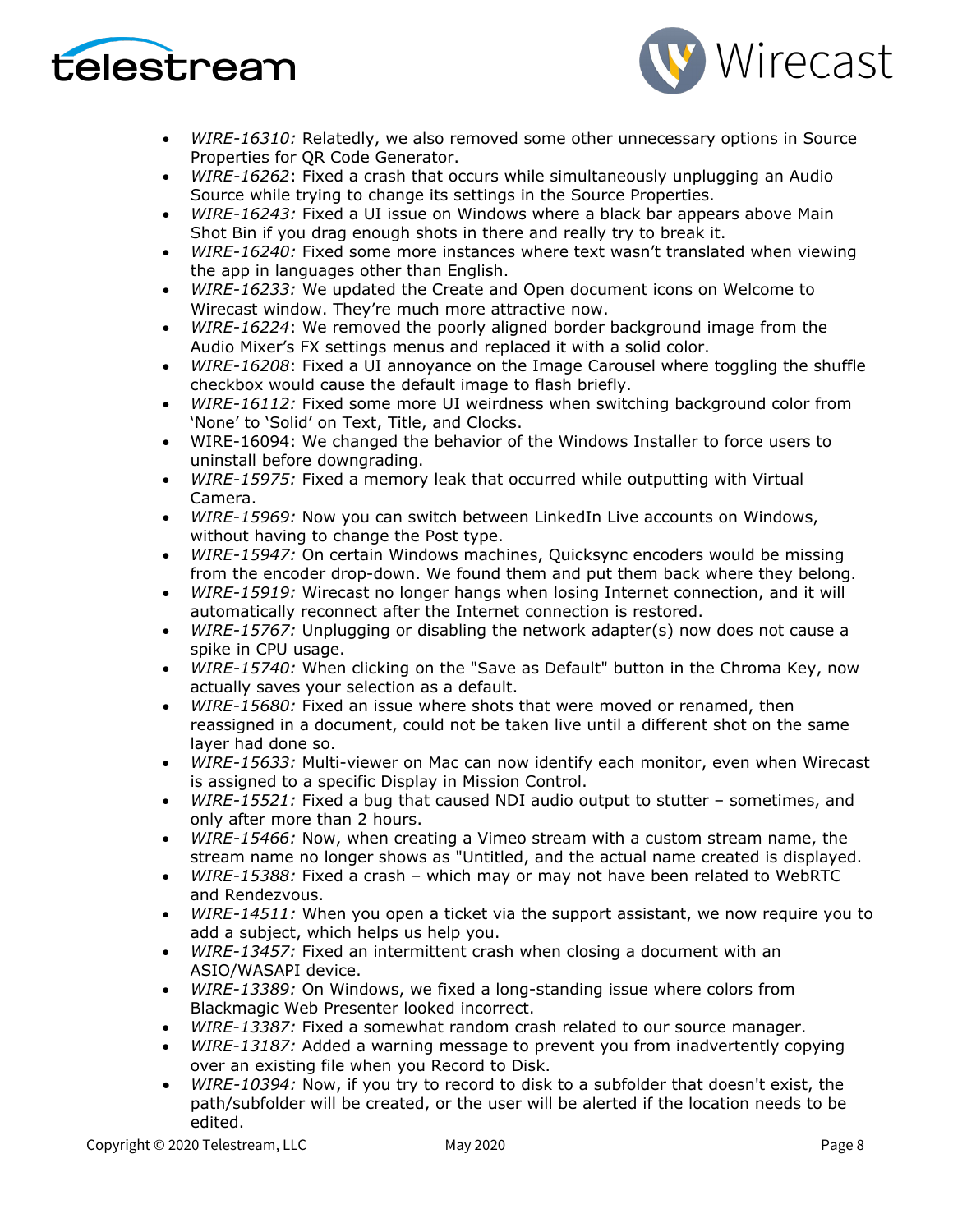- *WIRE-16310:* Relatedly, we also removed some other unnecessary options in Source Properties for QR Code Generator.
- *WIRE-16262*: Fixed a crash that occurs while simultaneously unplugging an Audio Source while trying to change its settings in the Source Properties.
- *WIRE-16243:* Fixed a UI issue on Windows where a black bar appears above Main Shot Bin if you drag enough shots in there and really try to break it.
- *WIRE-16240:* Fixed some more instances where text wasn't translated when viewing the app in languages other than English.
- *WIRE-16233:* We updated the Create and Open document icons on Welcome to Wirecast window. They're much more attractive now.
- *WIRE-16224*: We removed the poorly aligned border background image from the Audio Mixer's FX settings menus and replaced it with a solid color.
- *WIRE-16208*: Fixed a UI annoyance on the Image Carousel where toggling the shuffle checkbox would cause the default image to flash briefly.
- *WIRE-16112:* Fixed some more UI weirdness when switching background color from 'None' to 'Solid' on Text, Title, and Clocks.
- WIRE-16094: We changed the behavior of the Windows Installer to force users to uninstall before downgrading.
- *WIRE-15975:* Fixed a memory leak that occurred while outputting with Virtual Camera.
- *WIRE-15969:* Now you can switch between LinkedIn Live accounts on Windows, without having to change the Post type.
- *WIRE-15947:* On certain Windows machines, Quicksync encoders would be missing from the encoder drop-down. We found them and put them back where they belong.
- *WIRE-15919:* Wirecast no longer hangs when losing Internet connection, and it will automatically reconnect after the Internet connection is restored.
- *WIRE-15767:* Unplugging or disabling the network adapter(s) now does not cause a spike in CPU usage.
- *WIRE-15740:* When clicking on the "Save as Default" button in the Chroma Key, now actually saves your selection as a default.
- *WIRE-15680:* Fixed an issue where shots that were moved or renamed, then reassigned in a document, could not be taken live until a different shot on the same layer had done so.
- *WIRE-15633:* Multi-viewer on Mac can now identify each monitor, even when Wirecast is assigned to a specific Display in Mission Control.
- *WIRE-15521:* Fixed a bug that caused NDI audio output to stutter – sometimes, and only after more than 2 hours.
- *WIRE-15466:* Now, when creating a Vimeo stream with a custom stream name, the stream name no longer shows as "Untitled, and the actual name created is displayed.
- *WIRE-15388:* Fixed a crash – which may or may not have been related to WebRTC and Rendezvous.
- *WIRE-14511:* When you open a ticket via the support assistant, we now require you to add a subject, which helps us help you.
- *WIRE-13457:* Fixed an intermittent crash when closing a document with an ASIO/WASAPI device.
- *WIRE-13389:* On Windows, we fixed a long-standing issue where colors from Blackmagic Web Presenter looked incorrect.
- *WIRE-13387:* Fixed a somewhat random crash related to our source manager.
- *WIRE-13187:* Added a warning message to prevent you from inadvertently copying over an existing file when you Record to Disk.
- *WIRE-10394:* Now, if you try to record to disk to a subfolder that doesn't exist, the path/subfolder will be created, or the user will be alerted if the location needs to be edited.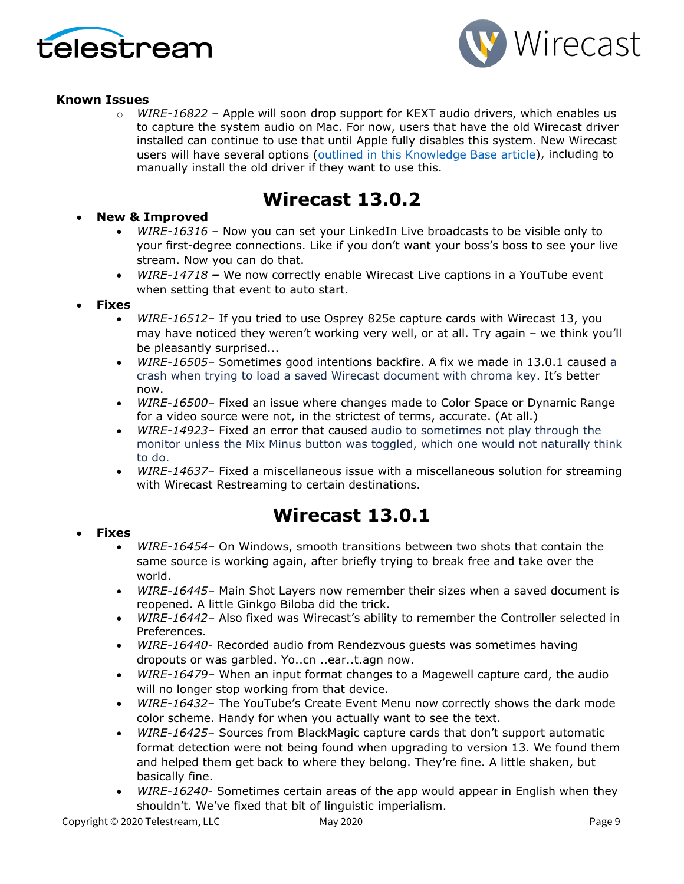**Known Issues**

- *WIRE-16822* – Apple will soon drop support for KEXT audio drivers, which enables us to capture the system audio on Mac. For now, users that have the old Wirecast driver installed can continue to use that until Apple fully disables this system. New Wirecast users will have several options (outlined in this Knowledge Base article), including to manually install the old driver if they want to use this.

# Wirecast 13.0.2

- **New & Improved**
  - *WIRE-16316* – Now you can set your LinkedIn Live broadcasts to be visible only to your first-degree connections. Like if you don't want your boss's boss to see your live stream. Now you can do that.
  - *WIRE-14718* **–** We now correctly enable Wirecast Live captions in a YouTube event when setting that event to auto start.
- **Fixes**
  - *WIRE-16512*– If you tried to use Osprey 825e capture cards with Wirecast 13, you may have noticed they weren't working very well, or at all. Try again – we think you'll be pleasantly surprised...
  - *WIRE-16505*– Sometimes good intentions backfire. A fix we made in 13.0.1 caused a crash when trying to load a saved Wirecast document with chroma key. It's better now.
  - *WIRE-16500*– Fixed an issue where changes made to Color Space or Dynamic Range for a video source were not, in the strictest of terms, accurate. (At all.)
  - *WIRE-14923*– Fixed an error that caused audio to sometimes not play through the monitor unless the Mix Minus button was toggled, which one would not naturally think to do.
  - *WIRE-14637*– Fixed a miscellaneous issue with a miscellaneous solution for streaming with Wirecast Restreaming to certain destinations.

# Wirecast 13.0.1

- **Fixes**
  - *WIRE-16454*– On Windows, smooth transitions between two shots that contain the same source is working again, after briefly trying to break free and take over the world.
  - *WIRE-16445*– Main Shot Layers now remember their sizes when a saved document is reopened. A little Ginkgo Biloba did the trick.
  - *WIRE-16442*– Also fixed was Wirecast's ability to remember the Controller selected in Preferences.
  - *WIRE-16440*- Recorded audio from Rendezvous guests was sometimes having dropouts or was garbled. Yo..cn ..ear..t.agn now.
  - *WIRE-16479*– When an input format changes to a Magewell capture card, the audio will no longer stop working from that device.
  - *WIRE-16432*– The YouTube's Create Event Menu now correctly shows the dark mode color scheme. Handy for when you actually want to see the text.
  - *WIRE-16425*– Sources from BlackMagic capture cards that don't support automatic format detection were not being found when upgrading to version 13. We found them and helped them get back to where they belong. They're fine. A little shaken, but basically fine.
  - *WIRE-16240*- Sometimes certain areas of the app would appear in English when they shouldn't. We've fixed that bit of linguistic imperialism.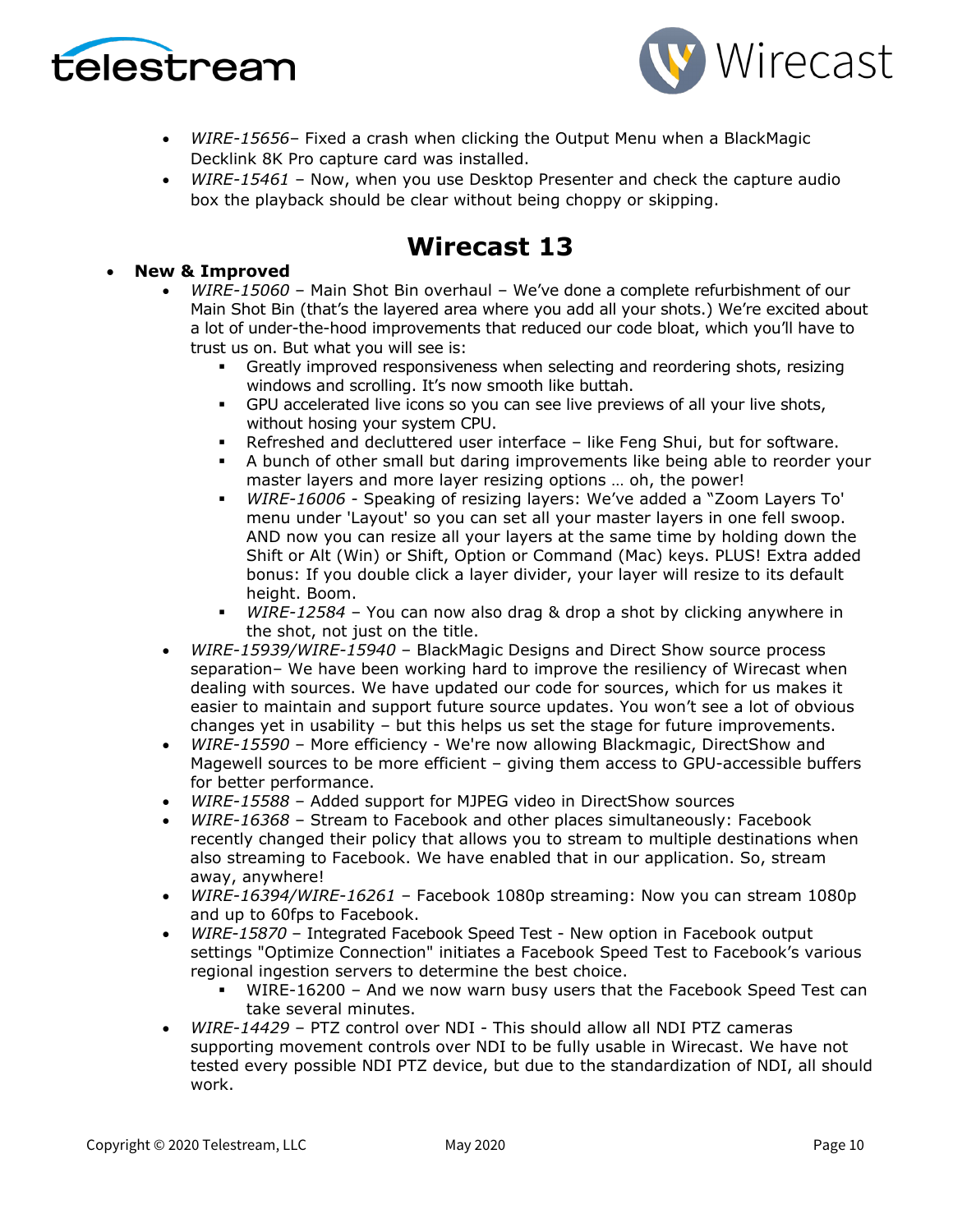- *WIRE-15656*– Fixed a crash when clicking the Output Menu when a BlackMagic Decklink 8K Pro capture card was installed.
- *WIRE-15461* – Now, when you use Desktop Presenter and check the capture audio box the playback should be clear without being choppy or skipping.

# Wirecast 13

- **New & Improved**
  - *WIRE-15060* – Main Shot Bin overhaul – We've done a complete refurbishment of our Main Shot Bin (that's the layered area where you add all your shots.) We're excited about a lot of under-the-hood improvements that reduced our code bloat, which you'll have to trust us on. But what you will see is:
    - Greatly improved responsiveness when selecting and reordering shots, resizing windows and scrolling. It's now smooth like buttah.
    - GPU accelerated live icons so you can see live previews of all your live shots, without hosing your system CPU.
    - Refreshed and decluttered user interface – like Feng Shui, but for software.
    - A bunch of other small but daring improvements like being able to reorder your master layers and more layer resizing options … oh, the power!
    - *WIRE-16006* - Speaking of resizing layers: We've added a "Zoom Layers To' menu under 'Layout' so you can set all your master layers in one fell swoop. AND now you can resize all your layers at the same time by holding down the Shift or Alt (Win) or Shift, Option or Command (Mac) keys. PLUS! Extra added bonus: If you double click a layer divider, your layer will resize to its default height. Boom.
    - *WIRE-12584* – You can now also drag & drop a shot by clicking anywhere in the shot, not just on the title.
  - *WIRE-15939/WIRE-15940* – BlackMagic Designs and Direct Show source process separation– We have been working hard to improve the resiliency of Wirecast when dealing with sources. We have updated our code for sources, which for us makes it easier to maintain and support future source updates. You won't see a lot of obvious changes yet in usability – but this helps us set the stage for future improvements.
  - *WIRE-15590* – More efficiency - We're now allowing Blackmagic, DirectShow and Magewell sources to be more efficient – giving them access to GPU-accessible buffers for better performance.
  - *WIRE-15588* – Added support for MJPEG video in DirectShow sources
  - *WIRE-16368* – Stream to Facebook and other places simultaneously: Facebook recently changed their policy that allows you to stream to multiple destinations when also streaming to Facebook. We have enabled that in our application. So, stream away, anywhere!
  - *WIRE-16394/WIRE-16261* – Facebook 1080p streaming: Now you can stream 1080p and up to 60fps to Facebook.
  - *WIRE-15870* – Integrated Facebook Speed Test - New option in Facebook output settings "Optimize Connection" initiates a Facebook Speed Test to Facebook's various regional ingestion servers to determine the best choice.
    - WIRE-16200 – And we now warn busy users that the Facebook Speed Test can take several minutes.
  - *WIRE-14429* – PTZ control over NDI - This should allow all NDI PTZ cameras supporting movement controls over NDI to be fully usable in Wirecast. We have not tested every possible NDI PTZ device, but due to the standardization of NDI, all should work.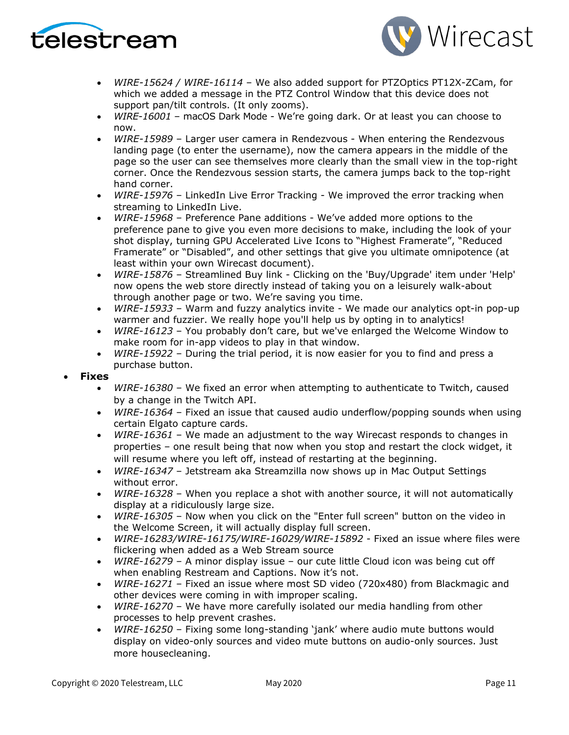- *WIRE-15624 / WIRE-16114* – We also added support for PTZOptics PT12X-ZCam, for which we added a message in the PTZ Control Window that this device does not support pan/tilt controls. (It only zooms).
- *WIRE-16001* – macOS Dark Mode - We're going dark. Or at least you can choose to now.
- *WIRE-15989* – Larger user camera in Rendezvous - When entering the Rendezvous landing page (to enter the username), now the camera appears in the middle of the page so the user can see themselves more clearly than the small view in the top-right corner. Once the Rendezvous session starts, the camera jumps back to the top-right hand corner.
- *WIRE-15976* – LinkedIn Live Error Tracking - We improved the error tracking when streaming to LinkedIn Live.
- *WIRE-15968* – Preference Pane additions - We've added more options to the preference pane to give you even more decisions to make, including the look of your shot display, turning GPU Accelerated Live Icons to "Highest Framerate", "Reduced Framerate" or "Disabled", and other settings that give you ultimate omnipotence (at least within your own Wirecast document).
- *WIRE-15876* – Streamlined Buy link - Clicking on the 'Buy/Upgrade' item under 'Help' now opens the web store directly instead of taking you on a leisurely walk-about through another page or two. We're saving you time.
- *WIRE-15933* – Warm and fuzzy analytics invite - We made our analytics opt-in pop-up warmer and fuzzier. We really hope you'll help us by opting in to analytics!
- *WIRE-16123* – You probably don't care, but we've enlarged the Welcome Window to make room for in-app videos to play in that window.
- *WIRE-15922* – During the trial period, it is now easier for you to find and press a purchase button.

- **Fixes**
  - *WIRE-16380* – We fixed an error when attempting to authenticate to Twitch, caused by a change in the Twitch API.
  - *WIRE-16364* – Fixed an issue that caused audio underflow/popping sounds when using certain Elgato capture cards.
  - *WIRE-16361* – We made an adjustment to the way Wirecast responds to changes in properties – one result being that now when you stop and restart the clock widget, it will resume where you left off, instead of restarting at the beginning.
  - *WIRE-16347* – Jetstream aka Streamzilla now shows up in Mac Output Settings without error.
  - *WIRE-16328* – When you replace a shot with another source, it will not automatically display at a ridiculously large size.
  - *WIRE-16305* – Now when you click on the "Enter full screen" button on the video in the Welcome Screen, it will actually display full screen.
  - *WIRE-16283/WIRE-16175/WIRE-16029/WIRE-15892* - Fixed an issue where files were flickering when added as a Web Stream source
  - *WIRE-16279* – A minor display issue – our cute little Cloud icon was being cut off when enabling Restream and Captions. Now it's not.
  - *WIRE-16271* – Fixed an issue where most SD video (720x480) from Blackmagic and other devices were coming in with improper scaling.
  - *WIRE-16270* – We have more carefully isolated our media handling from other processes to help prevent crashes.
  - *WIRE-16250* – Fixing some long-standing 'jank' where audio mute buttons would display on video-only sources and video mute buttons on audio-only sources. Just more housecleaning.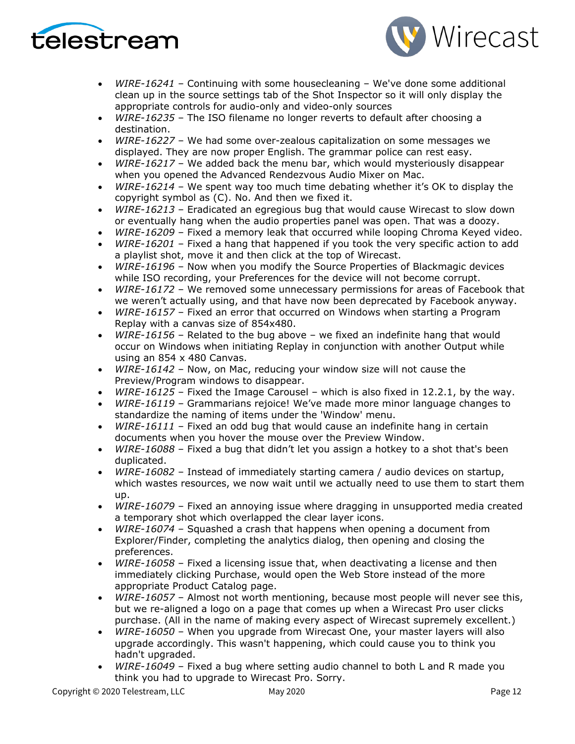- *WIRE-16241* – Continuing with some housecleaning – We've done some additional clean up in the source settings tab of the Shot Inspector so it will only display the appropriate controls for audio-only and video-only sources
- *WIRE-16235* – The ISO filename no longer reverts to default after choosing a destination.
- *WIRE-16227* – We had some over-zealous capitalization on some messages we displayed. They are now proper English. The grammar police can rest easy.
- *WIRE-16217* – We added back the menu bar, which would mysteriously disappear when you opened the Advanced Rendezvous Audio Mixer on Mac.
- *WIRE-16214* – We spent way too much time debating whether it's OK to display the copyright symbol as (C). No. And then we fixed it.
- *WIRE-16213* – Eradicated an egregious bug that would cause Wirecast to slow down or eventually hang when the audio properties panel was open. That was a doozy.
- *WIRE-16209* – Fixed a memory leak that occurred while looping Chroma Keyed video.
- *WIRE-16201* – Fixed a hang that happened if you took the very specific action to add a playlist shot, move it and then click at the top of Wirecast.
- *WIRE-16196* – Now when you modify the Source Properties of Blackmagic devices while ISO recording, your Preferences for the device will not become corrupt.
- *WIRE-16172* – We removed some unnecessary permissions for areas of Facebook that we weren't actually using, and that have now been deprecated by Facebook anyway.
- *WIRE-16157* – Fixed an error that occurred on Windows when starting a Program Replay with a canvas size of 854x480.
- *WIRE-16156* – Related to the bug above – we fixed an indefinite hang that would occur on Windows when initiating Replay in conjunction with another Output while using an 854 x 480 Canvas.
- *WIRE-16142* – Now, on Mac, reducing your window size will not cause the Preview/Program windows to disappear.
- *WIRE-16125* – Fixed the Image Carousel – which is also fixed in 12.2.1, by the way.
- *WIRE-16119* – Grammarians rejoice! We've made more minor language changes to standardize the naming of items under the 'Window' menu.
- *WIRE-16111* – Fixed an odd bug that would cause an indefinite hang in certain documents when you hover the mouse over the Preview Window.
- *WIRE-16088* – Fixed a bug that didn't let you assign a hotkey to a shot that's been duplicated.
- *WIRE-16082* – Instead of immediately starting camera / audio devices on startup, which wastes resources, we now wait until we actually need to use them to start them up.
- *WIRE-16079* – Fixed an annoying issue where dragging in unsupported media created a temporary shot which overlapped the clear layer icons.
- *WIRE-16074* – Squashed a crash that happens when opening a document from Explorer/Finder, completing the analytics dialog, then opening and closing the preferences.
- *WIRE-16058* – Fixed a licensing issue that, when deactivating a license and then immediately clicking Purchase, would open the Web Store instead of the more appropriate Product Catalog page.
- *WIRE-16057* – Almost not worth mentioning, because most people will never see this, but we re-aligned a logo on a page that comes up when a Wirecast Pro user clicks purchase. (All in the name of making every aspect of Wirecast supremely excellent.)
- *WIRE-16050* – When you upgrade from Wirecast One, your master layers will also upgrade accordingly. This wasn't happening, which could cause you to think you hadn't upgraded.
- *WIRE-16049* – Fixed a bug where setting audio channel to both L and R made you think you had to upgrade to Wirecast Pro. Sorry.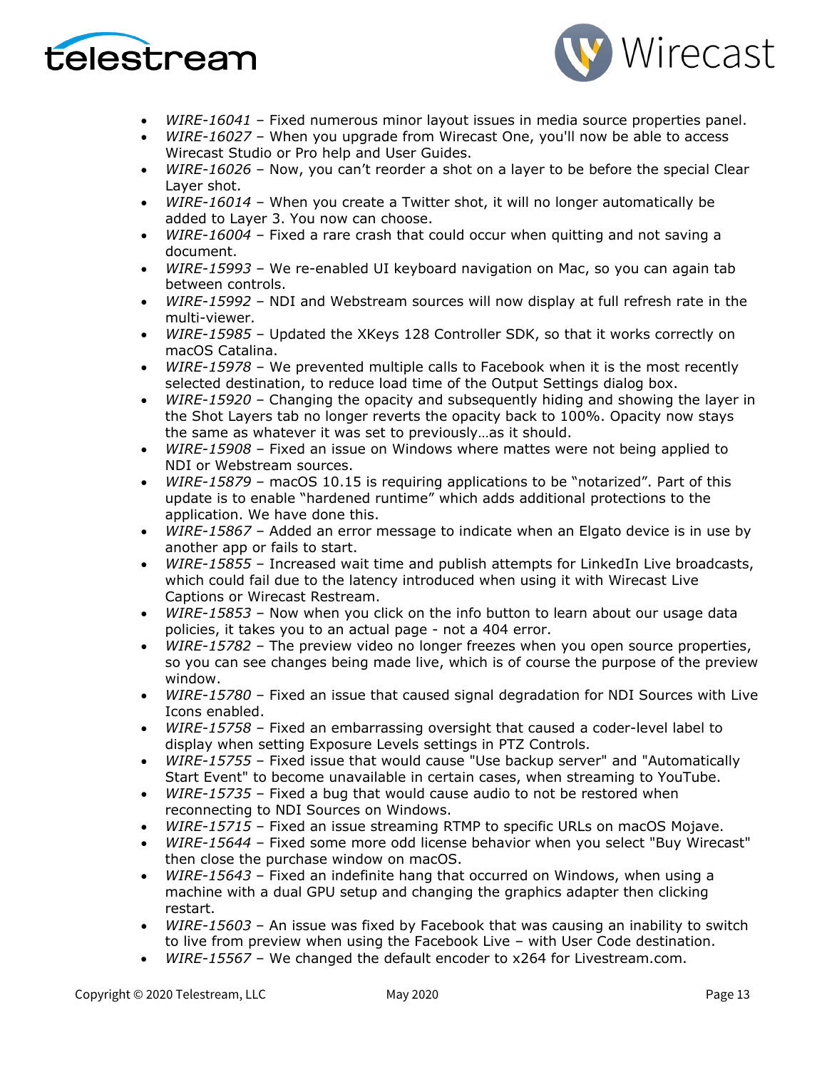- *WIRE-16041* – Fixed numerous minor layout issues in media source properties panel.
- *WIRE-16027* – When you upgrade from Wirecast One, you'll now be able to access Wirecast Studio or Pro help and User Guides.
- *WIRE-16026* – Now, you can't reorder a shot on a layer to be before the special Clear Layer shot.
- *WIRE-16014* – When you create a Twitter shot, it will no longer automatically be added to Layer 3. You now can choose.
- *WIRE-16004* – Fixed a rare crash that could occur when quitting and not saving a document.
- *WIRE-15993* – We re-enabled UI keyboard navigation on Mac, so you can again tab between controls.
- *WIRE-15992* – NDI and Webstream sources will now display at full refresh rate in the multi-viewer.
- *WIRE-15985* – Updated the XKeys 128 Controller SDK, so that it works correctly on macOS Catalina.
- *WIRE-15978* – We prevented multiple calls to Facebook when it is the most recently selected destination, to reduce load time of the Output Settings dialog box.
- *WIRE-15920* – Changing the opacity and subsequently hiding and showing the layer in the Shot Layers tab no longer reverts the opacity back to 100%. Opacity now stays the same as whatever it was set to previously…as it should.
- *WIRE-15908* – Fixed an issue on Windows where mattes were not being applied to NDI or Webstream sources.
- *WIRE-15879* – macOS 10.15 is requiring applications to be "notarized". Part of this update is to enable "hardened runtime" which adds additional protections to the application. We have done this.
- *WIRE-15867* – Added an error message to indicate when an Elgato device is in use by another app or fails to start.
- *WIRE-15855* – Increased wait time and publish attempts for LinkedIn Live broadcasts, which could fail due to the latency introduced when using it with Wirecast Live Captions or Wirecast Restream.
- *WIRE-15853* – Now when you click on the info button to learn about our usage data policies, it takes you to an actual page - not a 404 error.
- *WIRE-15782* – The preview video no longer freezes when you open source properties, so you can see changes being made live, which is of course the purpose of the preview window.
- *WIRE-15780* – Fixed an issue that caused signal degradation for NDI Sources with Live Icons enabled.
- *WIRE-15758* – Fixed an embarrassing oversight that caused a coder-level label to display when setting Exposure Levels settings in PTZ Controls.
- *WIRE-15755* – Fixed issue that would cause "Use backup server" and "Automatically Start Event" to become unavailable in certain cases, when streaming to YouTube.
- *WIRE-15735* – Fixed a bug that would cause audio to not be restored when reconnecting to NDI Sources on Windows.
- *WIRE-15715* – Fixed an issue streaming RTMP to specific URLs on macOS Mojave.
- *WIRE-15644* – Fixed some more odd license behavior when you select "Buy Wirecast" then close the purchase window on macOS.
- *WIRE-15643* – Fixed an indefinite hang that occurred on Windows, when using a machine with a dual GPU setup and changing the graphics adapter then clicking restart.
- *WIRE-15603* – An issue was fixed by Facebook that was causing an inability to switch to live from preview when using the Facebook Live – with User Code destination.
- *WIRE-15567* – We changed the default encoder to x264 for Livestream.com.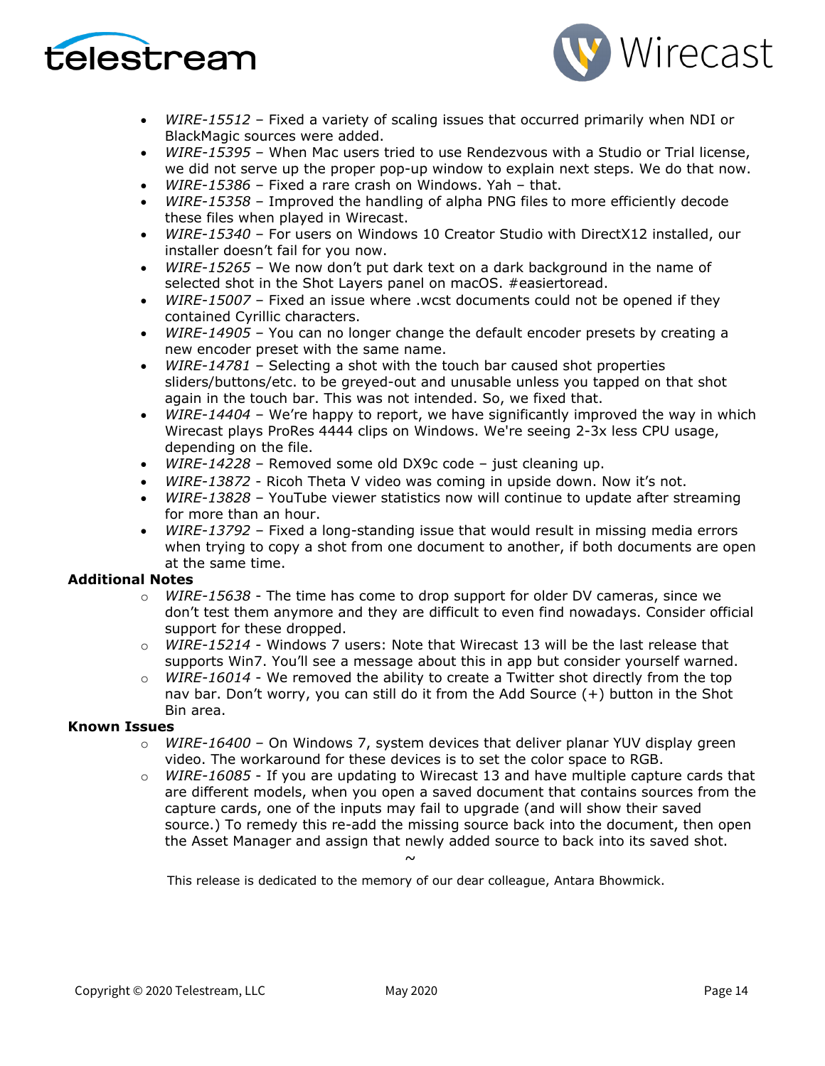- *WIRE-15512* – Fixed a variety of scaling issues that occurred primarily when NDI or BlackMagic sources were added.
- *WIRE-15395* – When Mac users tried to use Rendezvous with a Studio or Trial license, we did not serve up the proper pop-up window to explain next steps. We do that now.
- *WIRE-15386* – Fixed a rare crash on Windows. Yah – that.
- *WIRE-15358* – Improved the handling of alpha PNG files to more efficiently decode these files when played in Wirecast.
- *WIRE-15340* – For users on Windows 10 Creator Studio with DirectX12 installed, our installer doesn't fail for you now.
- *WIRE-15265* – We now don't put dark text on a dark background in the name of selected shot in the Shot Layers panel on macOS. #easiertoread.
- *WIRE-15007* – Fixed an issue where .wcst documents could not be opened if they contained Cyrillic characters.
- *WIRE-14905* – You can no longer change the default encoder presets by creating a new encoder preset with the same name.
- *WIRE-14781* – Selecting a shot with the touch bar caused shot properties sliders/buttons/etc. to be greyed-out and unusable unless you tapped on that shot again in the touch bar. This was not intended. So, we fixed that.
- *WIRE-14404* – We're happy to report, we have significantly improved the way in which Wirecast plays ProRes 4444 clips on Windows. We're seeing 2-3x less CPU usage, depending on the file.
- *WIRE-14228* – Removed some old DX9c code – just cleaning up.
- *WIRE-13872* - Ricoh Theta V video was coming in upside down. Now it's not.
- *WIRE-13828* – YouTube viewer statistics now will continue to update after streaming for more than an hour.
- *WIRE-13792* – Fixed a long-standing issue that would result in missing media errors when trying to copy a shot from one document to another, if both documents are open at the same time.

**Additional Notes**

- *WIRE-15638* - The time has come to drop support for older DV cameras, since we don't test them anymore and they are difficult to even find nowadays. Consider official support for these dropped.
- *WIRE-15214* - Windows 7 users: Note that Wirecast 13 will be the last release that supports Win7. You'll see a message about this in app but consider yourself warned.
- *WIRE-16014* - We removed the ability to create a Twitter shot directly from the top nav bar. Don't worry, you can still do it from the Add Source (+) button in the Shot Bin area.

**Known Issues**

- *WIRE-16400* – On Windows 7, system devices that deliver planar YUV display green video. The workaround for these devices is to set the color space to RGB.
- *WIRE-16085* - If you are updating to Wirecast 13 and have multiple capture cards that are different models, when you open a saved document that contains sources from the capture cards, one of the inputs may fail to upgrade (and will show their saved source.) To remedy this re-add the missing source back into the document, then open the Asset Manager and assign that newly added source to back into its saved shot.

~

This release is dedicated to the memory of our dear colleague, Antara Bhowmick.